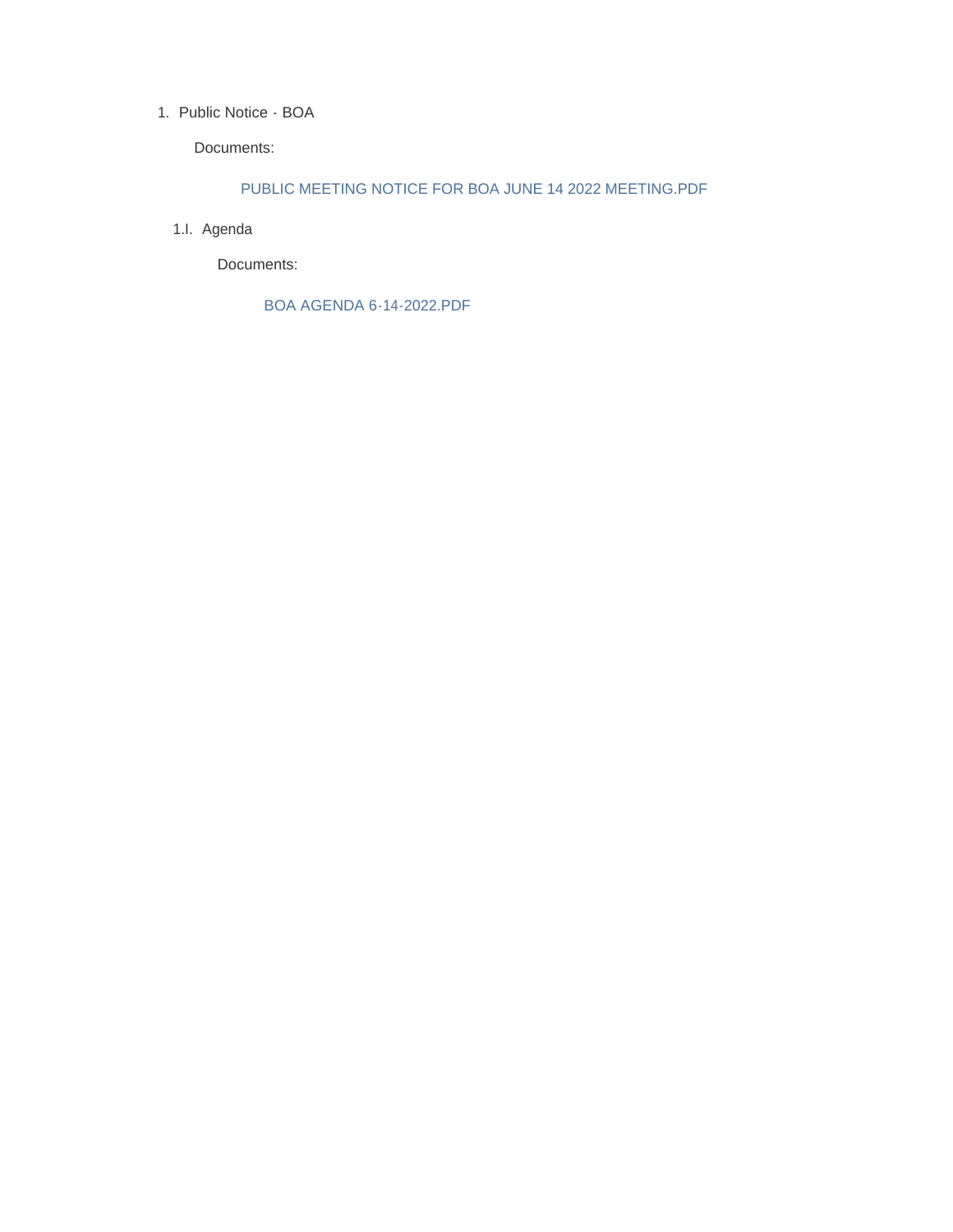1. Public Notice - BOA

   Documents:

   PUBLIC MEETING NOTICE FOR BOA JUNE 14 2022 MEETING.PDF

   1.I. Agenda

   Documents:

   BOA AGENDA 6-14-2022.PDF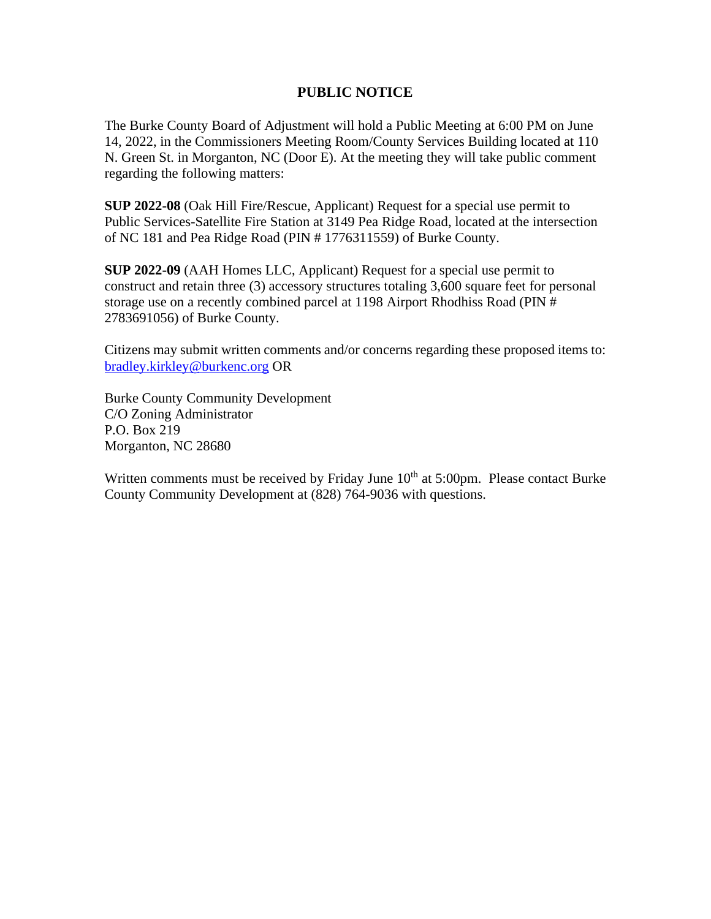# PUBLIC NOTICE

The Burke County Board of Adjustment will hold a Public Meeting at 6:00 PM on June 14, 2022, in the Commissioners Meeting Room/County Services Building located at 110 N. Green St. in Morganton, NC (Door E). At the meeting they will take public comment regarding the following matters:

**SUP 2022-08** (Oak Hill Fire/Rescue, Applicant) Request for a special use permit to Public Services-Satellite Fire Station at 3149 Pea Ridge Road, located at the intersection of NC 181 and Pea Ridge Road (PIN # 1776311559) of Burke County.

**SUP 2022-09** (AAH Homes LLC, Applicant) Request for a special use permit to construct and retain three (3) accessory structures totaling 3,600 square feet for personal storage use on a recently combined parcel at 1198 Airport Rhodhiss Road (PIN # 2783691056) of Burke County.

Citizens may submit written comments and/or concerns regarding these proposed items to: bradley.kirkley@burkenc.org OR

Burke County Community Development
C/O Zoning Administrator
P.O. Box 219
Morganton, NC 28680

Written comments must be received by Friday June 10th at 5:00pm. Please contact Burke County Community Development at (828) 764-9036 with questions.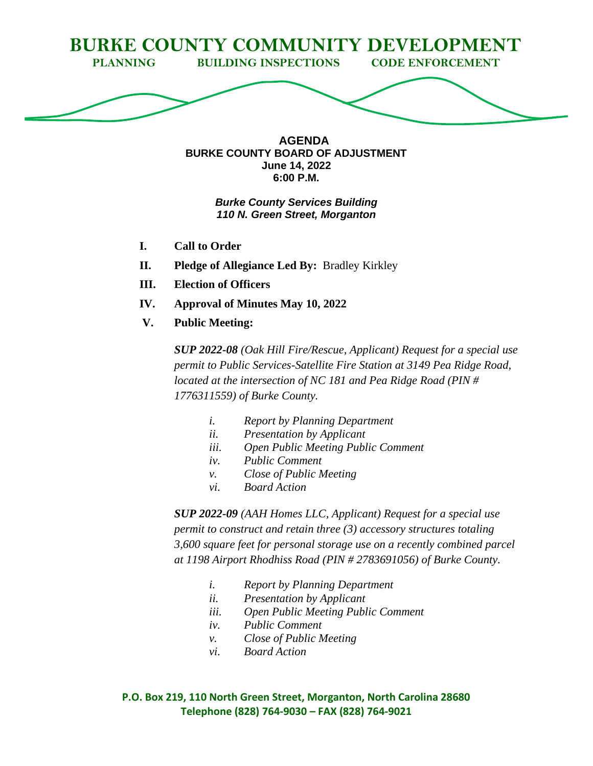# BURKE COUNTY COMMUNITY DEVELOPMENT

**PLANNING BUILDING INSPECTIONS CODE ENFORCEMENT**

**AGENDA**
**BURKE COUNTY BOARD OF ADJUSTMENT**
**June 14, 2022**
**6:00 P.M.**

***Burke County Services Building***
***110 N. Green Street, Morganton***

**I. Call to Order**

**II. Pledge of Allegiance Led By:** Bradley Kirkley

**III. Election of Officers**

**IV. Approval of Minutes May 10, 2022**

**V. Public Meeting:**

***SUP 2022-08*** *(Oak Hill Fire/Rescue, Applicant) Request for a special use permit to Public Services-Satellite Fire Station at 3149 Pea Ridge Road, located at the intersection of NC 181 and Pea Ridge Road (PIN # 1776311559) of Burke County.*

- *i. Report by Planning Department*
- *ii. Presentation by Applicant*
- *iii. Open Public Meeting Public Comment*
- *iv. Public Comment*
- *v. Close of Public Meeting*
- *vi. Board Action*

***SUP 2022-09*** *(AAH Homes LLC, Applicant) Request for a special use permit to construct and retain three (3) accessory structures totaling 3,600 square feet for personal storage use on a recently combined parcel at 1198 Airport Rhodhiss Road (PIN # 2783691056) of Burke County.*

- *i. Report by Planning Department*
- *ii. Presentation by Applicant*
- *iii. Open Public Meeting Public Comment*
- *iv. Public Comment*
- *v. Close of Public Meeting*
- *vi. Board Action*

**P.O. Box 219, 110 North Green Street, Morganton, North Carolina 28680**
**Telephone (828) 764-9030 – FAX (828) 764-9021**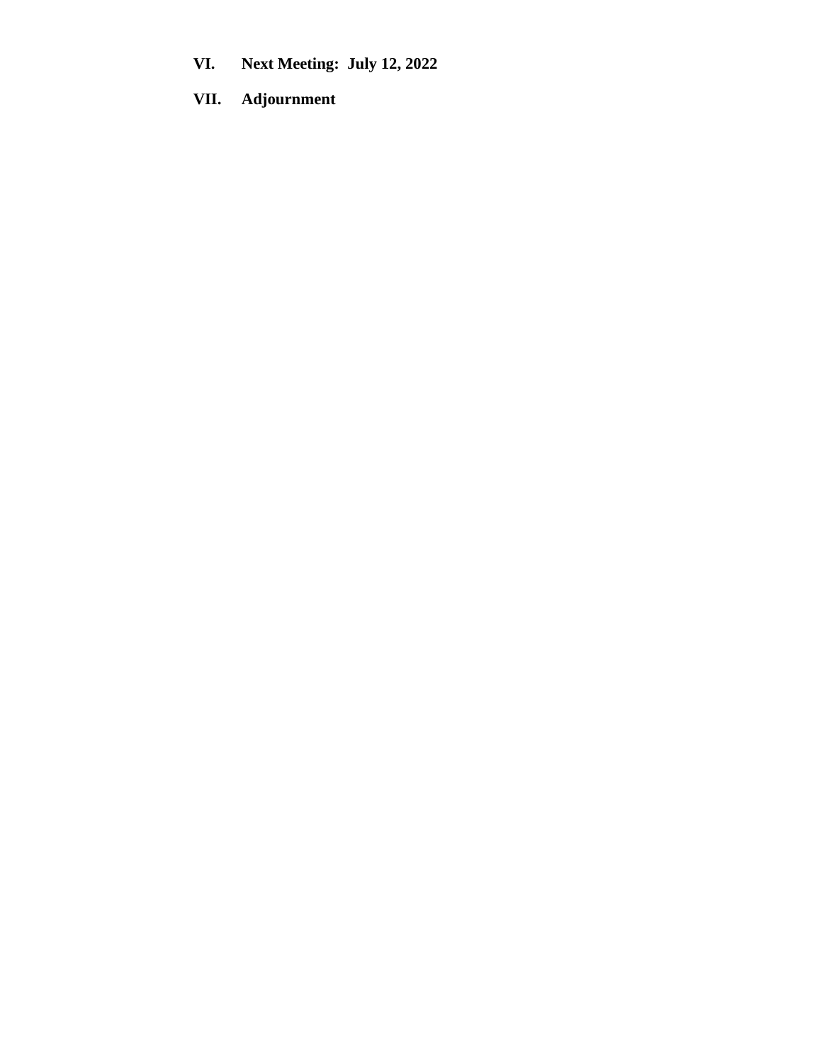**VI. Next Meeting: July 12, 2022**

**VII. Adjournment**